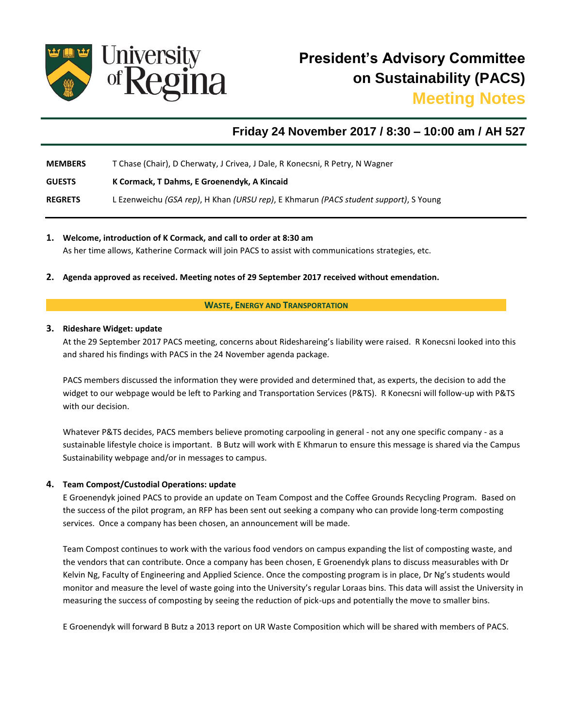# President's Advisory Committee on Sustainability (PACS)

## Meeting Notes

### Friday 24 November 2017 / 8:30 – 10:00 am / AH 527

**MEMBERS** T Chase (Chair), D Cherwaty, J Crivea, J Dale, R Konecsni, R Petry, N Wagner

**GUESTS** **K Cormack, T Dahms, E Groenendyk, A Kincaid**

**REGRETS** L Ezenweichu *(GSA rep)*, H Khan *(URSU rep)*, E Khmarun *(PACS student support)*, S Young

**1. Welcome, introduction of K Cormack, and call to order at 8:30 am**

As her time allows, Katherine Cormack will join PACS to assist with communications strategies, etc.

**2. Agenda approved as received. Meeting notes of 29 September 2017 received without emendation.**

**WASTE, ENERGY AND TRANSPORTATION**

**3. Rideshare Widget: update**

At the 29 September 2017 PACS meeting, concerns about Rideshareing's liability were raised. R Konecsni looked into this and shared his findings with PACS in the 24 November agenda package.

PACS members discussed the information they were provided and determined that, as experts, the decision to add the widget to our webpage would be left to Parking and Transportation Services (P&TS). R Konecsni will follow-up with P&TS with our decision.

Whatever P&TS decides, PACS members believe promoting carpooling in general - not any one specific company - as a sustainable lifestyle choice is important. B Butz will work with E Khmarun to ensure this message is shared via the Campus Sustainability webpage and/or in messages to campus.

**4. Team Compost/Custodial Operations: update**

E Groenendyk joined PACS to provide an update on Team Compost and the Coffee Grounds Recycling Program. Based on the success of the pilot program, an RFP has been sent out seeking a company who can provide long-term composting services. Once a company has been chosen, an announcement will be made.

Team Compost continues to work with the various food vendors on campus expanding the list of composting waste, and the vendors that can contribute. Once a company has been chosen, E Groenendyk plans to discuss measurables with Dr Kelvin Ng, Faculty of Engineering and Applied Science. Once the composting program is in place, Dr Ng's students would monitor and measure the level of waste going into the University's regular Loraas bins. This data will assist the University in measuring the success of composting by seeing the reduction of pick-ups and potentially the move to smaller bins.

E Groenendyk will forward B Butz a 2013 report on UR Waste Composition which will be shared with members of PACS.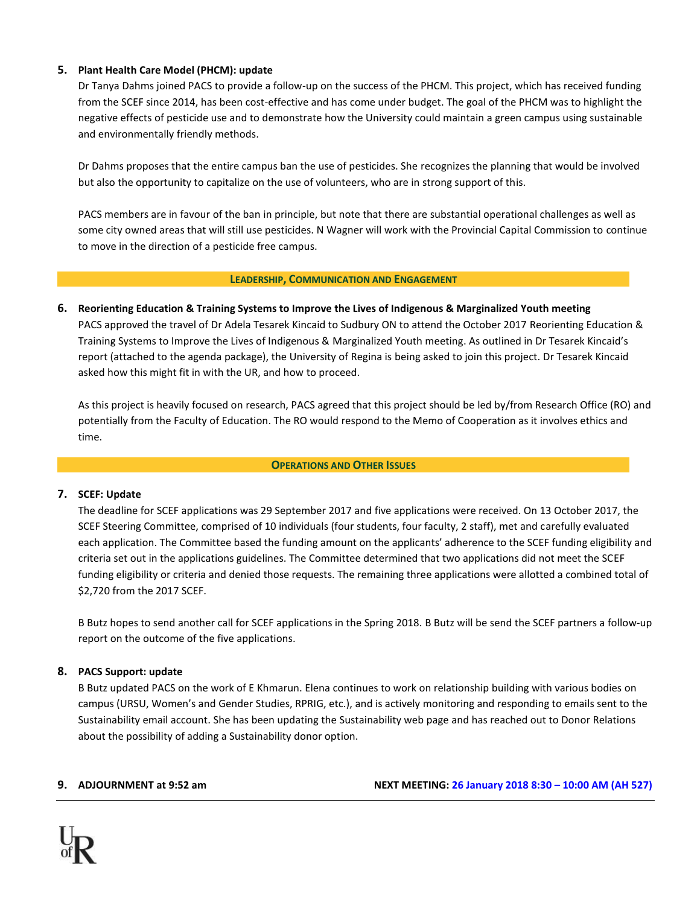**5. Plant Health Care Model (PHCM): update**

Dr Tanya Dahms joined PACS to provide a follow-up on the success of the PHCM. This project, which has received funding from the SCEF since 2014, has been cost-effective and has come under budget. The goal of the PHCM was to highlight the negative effects of pesticide use and to demonstrate how the University could maintain a green campus using sustainable and environmentally friendly methods.

Dr Dahms proposes that the entire campus ban the use of pesticides. She recognizes the planning that would be involved but also the opportunity to capitalize on the use of volunteers, who are in strong support of this.

PACS members are in favour of the ban in principle, but note that there are substantial operational challenges as well as some city owned areas that will still use pesticides. N Wagner will work with the Provincial Capital Commission to continue to move in the direction of a pesticide free campus.

## LEADERSHIP, COMMUNICATION AND ENGAGEMENT

**6. Reorienting Education & Training Systems to Improve the Lives of Indigenous & Marginalized Youth meeting**

PACS approved the travel of Dr Adela Tesarek Kincaid to Sudbury ON to attend the October 2017 Reorienting Education & Training Systems to Improve the Lives of Indigenous & Marginalized Youth meeting. As outlined in Dr Tesarek Kincaid's report (attached to the agenda package), the University of Regina is being asked to join this project. Dr Tesarek Kincaid asked how this might fit in with the UR, and how to proceed.

As this project is heavily focused on research, PACS agreed that this project should be led by/from Research Office (RO) and potentially from the Faculty of Education. The RO would respond to the Memo of Cooperation as it involves ethics and time.

## OPERATIONS AND OTHER ISSUES

**7. SCEF: Update**

The deadline for SCEF applications was 29 September 2017 and five applications were received. On 13 October 2017, the SCEF Steering Committee, comprised of 10 individuals (four students, four faculty, 2 staff), met and carefully evaluated each application. The Committee based the funding amount on the applicants' adherence to the SCEF funding eligibility and criteria set out in the applications guidelines. The Committee determined that two applications did not meet the SCEF funding eligibility or criteria and denied those requests. The remaining three applications were allotted a combined total of $2,720 from the 2017 SCEF.

B Butz hopes to send another call for SCEF applications in the Spring 2018. B Butz will be send the SCEF partners a follow-up report on the outcome of the five applications.

**8. PACS Support: update**

B Butz updated PACS on the work of E Khmarun. Elena continues to work on relationship building with various bodies on campus (URSU, Women's and Gender Studies, RPRIG, etc.), and is actively monitoring and responding to emails sent to the Sustainability email account. She has been updating the Sustainability web page and has reached out to Donor Relations about the possibility of adding a Sustainability donor option.

**9. ADJOURNMENT at 9:52 am** **NEXT MEETING: 26 January 2018 8:30 – 10:00 AM (AH 527)**